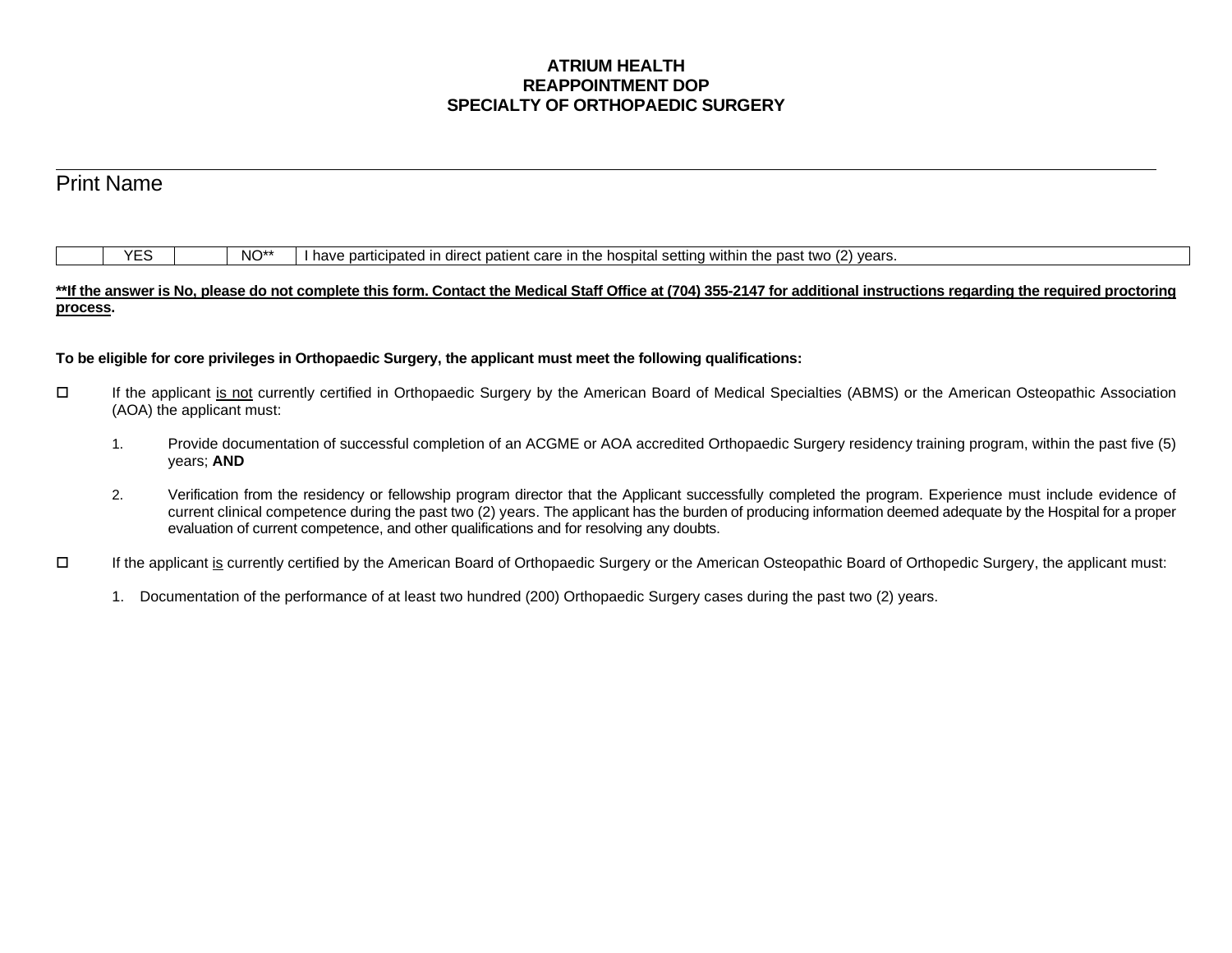**ATRIUM HEALTH**
**REAPPOINTMENT DOP**
**SPECIALTY OF ORTHOPAEDIC SURGERY**

\_\_\_\_\_\_\_\_\_\_\_\_\_\_\_\_\_\_\_\_\_\_\_\_\_\_\_\_\_\_\_\_\_\_\_\_\_\_\_\_\_\_\_\_\_\_\_\_

Print Name

| | YES | | NO** | I have participated in direct patient care in the hospital setting within the past two (2) years. |
|---|---|---|---|---|

**<u>**If the answer is No, please do not complete this form. Contact the Medical Staff Office at (704) 355-2147 for additional instructions regarding the required proctoring process</u>.**

**To be eligible for core privileges in Orthopaedic Surgery, the applicant must meet the following qualifications:**

☐ If the applicant <u>is not</u> currently certified in Orthopaedic Surgery by the American Board of Medical Specialties (ABMS) or the American Osteopathic Association (AOA) the applicant must:

1. Provide documentation of successful completion of an ACGME or AOA accredited Orthopaedic Surgery residency training program, within the past five (5) years; **AND**

2. Verification from the residency or fellowship program director that the Applicant successfully completed the program. Experience must include evidence of current clinical competence during the past two (2) years. The applicant has the burden of producing information deemed adequate by the Hospital for a proper evaluation of current competence, and other qualifications and for resolving any doubts.

☐ If the applicant <u>is</u> currently certified by the American Board of Orthopaedic Surgery or the American Osteopathic Board of Orthopedic Surgery, the applicant must:

1. Documentation of the performance of at least two hundred (200) Orthopaedic Surgery cases during the past two (2) years.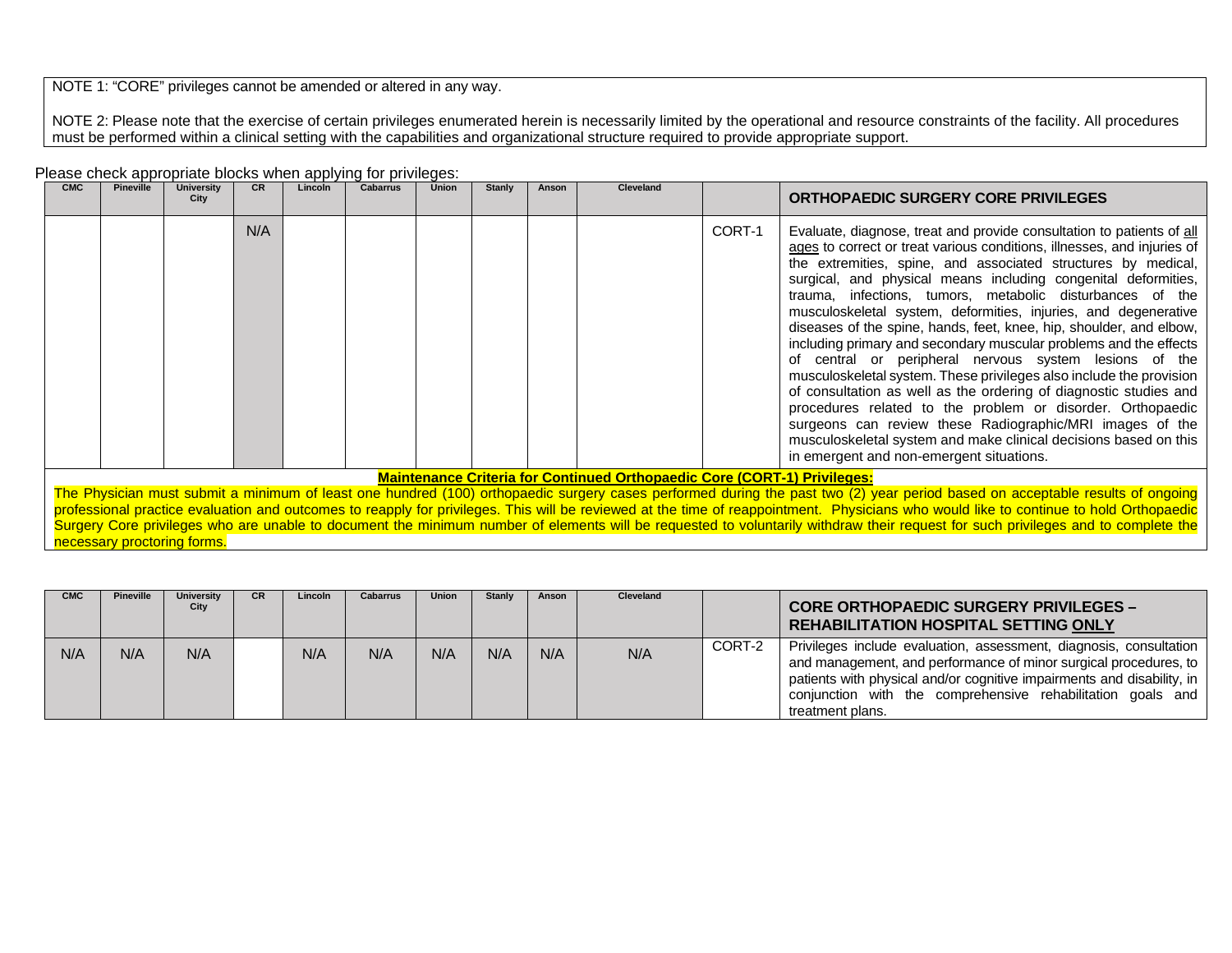NOTE 1: "CORE" privileges cannot be amended or altered in any way.

NOTE 2: Please note that the exercise of certain privileges enumerated herein is necessarily limited by the operational and resource constraints of the facility. All procedures must be performed within a clinical setting with the capabilities and organizational structure required to provide appropriate support.

Please check appropriate blocks when applying for privileges:

| CMC | Pineville | University City | CR | Lincoln | Cabarrus | Union | Stanly | Anson | Cleveland | | ORTHOPAEDIC SURGERY CORE PRIVILEGES |
|---|---|---|---|---|---|---|---|---|---|---|---|
| | | | N/A | | | | | | | CORT-1 | Evaluate, diagnose, treat and provide consultation to patients of all ages to correct or treat various conditions, illnesses, and injuries of the extremities, spine, and associated structures by medical, surgical, and physical means including congenital deformities, trauma, infections, tumors, metabolic disturbances of the musculoskeletal system, deformities, injuries, and degenerative diseases of the spine, hands, feet, knee, hip, shoulder, and elbow, including primary and secondary muscular problems and the effects of central or peripheral nervous system lesions of the musculoskeletal system. These privileges also include the provision of consultation as well as the ordering of diagnostic studies and procedures related to the problem or disorder. Orthopaedic surgeons can review these Radiographic/MRI images of the musculoskeletal system and make clinical decisions based on this in emergent and non-emergent situations. |

**Maintenance Criteria for Continued Orthopaedic Core (CORT-1) Privileges:**

The Physician must submit a minimum of least one hundred (100) orthopaedic surgery cases performed during the past two (2) year period based on acceptable results of ongoing professional practice evaluation and outcomes to reapply for privileges. This will be reviewed at the time of reappointment. Physicians who would like to continue to hold Orthopaedic Surgery Core privileges who are unable to document the minimum number of elements will be requested to voluntarily withdraw their request for such privileges and to complete the necessary proctoring forms.

| CMC | Pineville | University City | CR | Lincoln | Cabarrus | Union | Stanly | Anson | Cleveland | | CORE ORTHOPAEDIC SURGERY PRIVILEGES – REHABILITATION HOSPITAL SETTING ONLY |
|---|---|---|---|---|---|---|---|---|---|---|---|
| N/A | N/A | N/A | | N/A | N/A | N/A | N/A | N/A | N/A | CORT-2 | Privileges include evaluation, assessment, diagnosis, consultation and management, and performance of minor surgical procedures, to patients with physical and/or cognitive impairments and disability, in conjunction with the comprehensive rehabilitation goals and treatment plans. |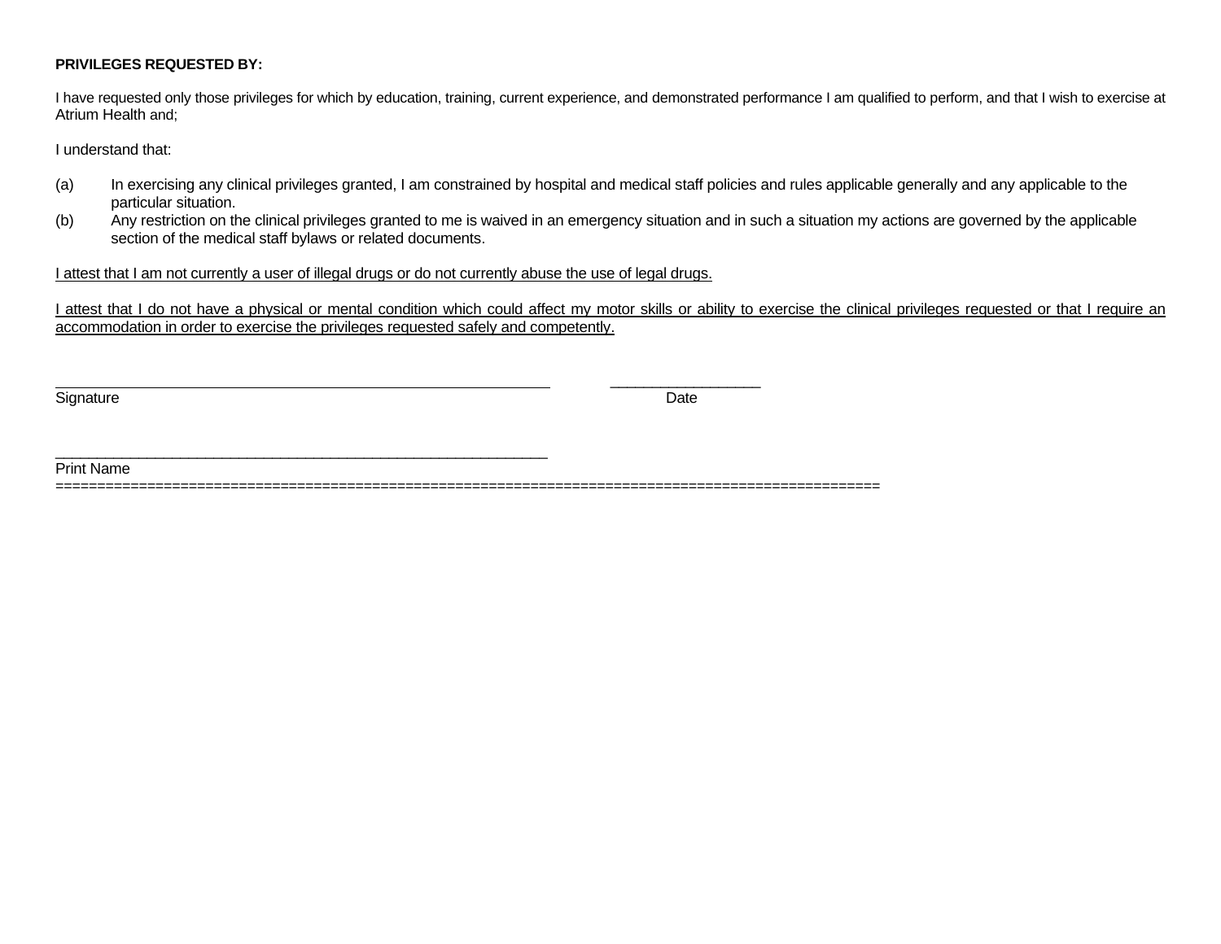**PRIVILEGES REQUESTED BY:**

I have requested only those privileges for which by education, training, current experience, and demonstrated performance I am qualified to perform, and that I wish to exercise at Atrium Health and;

I understand that:

(a) In exercising any clinical privileges granted, I am constrained by hospital and medical staff policies and rules applicable generally and any applicable to the particular situation.
(b) Any restriction on the clinical privileges granted to me is waived in an emergency situation and in such a situation my actions are governed by the applicable section of the medical staff bylaws or related documents.

<u>I attest that I am not currently a user of illegal drugs or do not currently abuse the use of legal drugs.</u>

<u>I attest that I do not have a physical or mental condition which could affect my motor skills or ability to exercise the clinical privileges requested or that I require an accommodation in order to exercise the privileges requested safely and competently.</u>

_______________________________________________ ______________
Signature Date

_______________________________________________
Print Name

==================================================================================================